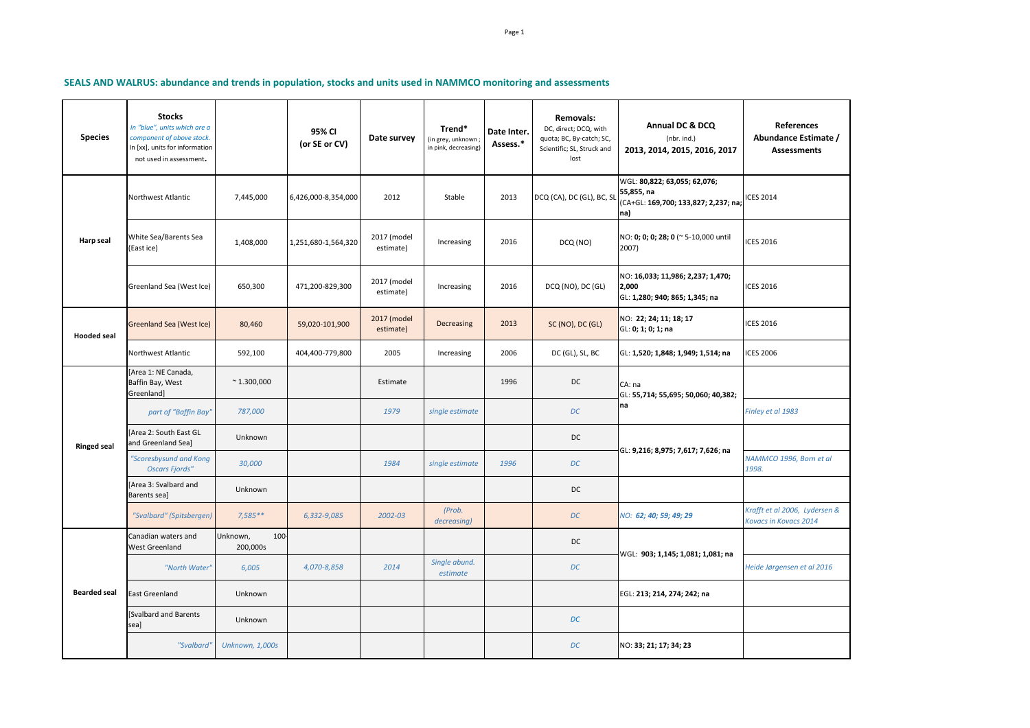## SEALS AND WALRUS: abundance and trends in population, stocks and units used in NAMMCO monitoring and assessments

| Species | Stocks<br>*In "blue", units which are a component of above stock.*<br>In [xx], units for information not used in assessment. | | 95% CI (or SE or CV) | Date survey | Trend* (in grey, unknown ; in pink, decreasing) | Date Inter. Assess.* | Removals: DC, direct; DCQ, with quota; BC, By-catch; SC, Scientific; SL, Struck and lost | Annual DC & DCQ (nbr. ind.) 2013, 2014, 2015, 2016, 2017 | References Abundance Estimate / Assessments |
|---|---|---|---|---|---|---|---|---|---|
| Harp seal | Northwest Atlantic | 7,445,000 | 6,426,000-8,354,000 | 2012 | Stable | 2013 | DCQ (CA), DC (GL), BC, SL | WGL: **80,822; 63,055; 62,076; 55,855, na**<br>(CA+GL: **169,700; 133,827; 2,237; na; na)** | ICES 2014 |
| | White Sea/Barents Sea (East ice) | 1,408,000 | 1,251,680-1,564,320 | 2017 (model estimate) | Increasing | 2016 | DCQ (NO) | NO: **0; 0; 0; 28; 0** (~ 5-10,000 until 2007) | ICES 2016 |
| | Greenland Sea (West Ice) | 650,300 | 471,200-829,300 | 2017 (model estimate) | Increasing | 2016 | DCQ (NO), DC (GL) | NO: **16,033; 11,986; 2,237; 1,470; 2,000**<br>GL: **1,280; 940; 865; 1,345; na** | ICES 2016 |
| Hooded seal | Greenland Sea (West Ice) | 80,460 | 59,020-101,900 | 2017 (model estimate) | Decreasing | 2013 | SC (NO), DC (GL) | NO: **22; 24; 11; 18; 17**<br>GL: **0; 1; 0; 1; na** | ICES 2016 |
| | Northwest Atlantic | 592,100 | 404,400-779,800 | 2005 | Increasing | 2006 | DC (GL), SL, BC | GL: **1,520; 1,848; 1,949; 1,514; na** | ICES 2006 |
| Ringed seal | [Area 1: NE Canada, Baffin Bay, West Greenland] | ~ 1.300,000 | | Estimate | | 1996 | DC | CA: na<br>GL: **55,714; 55,695; 50,060; 40,382; na** | |
| | *part of "Baffin Bay"* | *787,000* | | *1979* | *single estimate* | | *DC* | | *Finley et al 1983* |
| | [Area 2: South East GL and Greenland Sea] | Unknown | | | | | DC | GL: **9,216; 8,975; 7,617; 7,626**; **na** | |
| | *"Scoresbysund and Kong Oscars Fjords"* | *30,000* | | *1984* | *single estimate* | *1996* | *DC* | | *NAMMCO 1996, Born et al 1998.* |
| | [Area 3: Svalbard and Barents sea] | Unknown | | | | | DC | | |
| | *"Svalbard" (Spitsbergen)* | *7,585*** | *6,332-9,085* | *2002-03* | *(Prob. decreasing)* | | *DC* | *NO: **62; 40; 59; 49; 29*** | *Krafft et al 2006, Lydersen & Kovacs in Kovacs 2014* |
| Bearded seal | Canadian waters and West Greenland | Unknown, 100-200,000s | | | | | DC | WGL: **903; 1,145; 1,081; 1,081; na** | |
| | *"North Water"* | *6,005* | *4,070-8,858* | *2014* | *Single abund. estimate* | | *DC* | | *Heide Jørgensen et al 2016* |
| | East Greenland | Unknown | | | | | | EGL: **213; 214, 274; 242; na** | |
| | [Svalbard and Barents sea] | Unknown | | | | | *DC* | | |
| | *"Svalbard"* | *Unknown, 1,000s* | | | | | *DC* | NO: **33; 21; 17; 34; 23** | |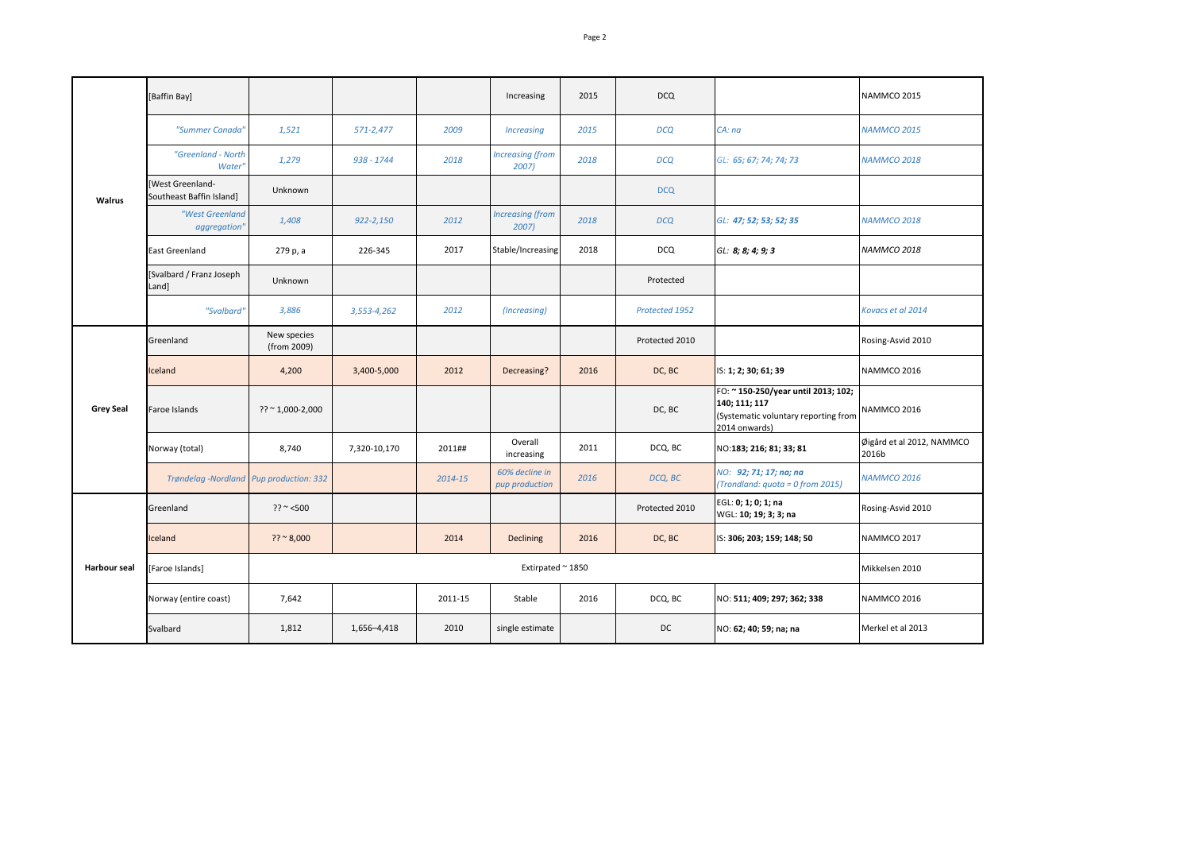| | | | | | | | | | |
|---|---|---|---|---|---|---|---|---|---|
| **Walrus** | [Baffin Bay] | | | | Increasing | 2015 | DCQ | | NAMMCO 2015 |
| | *"Summer Canada"* | *1,521* | *571-2,477* | *2009* | *Increasing* | *2015* | *DCQ* | *CA: na* | *NAMMCO 2015* |
| | *"Greenland - North Water"* | *1,279* | *938 - 1744* | *2018* | *Increasing (from 2007)* | *2018* | *DCQ* | *GL: 65; 67; 74; 74; 73* | *NAMMCO 2018* |
| | [West Greenland-Southeast Baffin Island] | Unknown | | | | | DCQ | | |
| | *"West Greenland aggregation"* | *1,408* | *922-2,150* | *2012* | *Increasing (from 2007)* | *2018* | *DCQ* | *GL: **47; 52; 53; 52; 35*** | *NAMMCO 2018* |
| | East Greenland | 279 p, a | 226-345 | 2017 | Stable/Increasing | 2018 | DCQ | *GL: **8; 8; 4; 9; 3*** | *NAMMCO 2018* |
| | [Svalbard / Franz Joseph Land] | Unknown | | | | | Protected | | |
| | *"Svalbard"* | *3,886* | *3,553-4,262* | *2012* | *(Increasing)* | | *Protected 1952* | | *Kovacs et al 2014* |
| **Grey Seal** | Greenland | New species (from 2009) | | | | | Protected 2010 | | Rosing-Asvid 2010 |
| | Iceland | 4,200 | 3,400-5,000 | 2012 | Decreasing? | 2016 | DC, BC | IS: **1; 2; 30; 61; 39** | NAMMCO 2016 |
| | Faroe Islands | ?? ~ 1,000-2,000 | | | | | DC, BC | FO: **~ 150-250/year until 2013; 102; 140; 111; 117** (Systematic voluntary reporting from 2014 onwards) | NAMMCO 2016 |
| | Norway (total) | 8,740 | 7,320-10,170 | 2011## | Overall increasing | 2011 | DCQ, BC | NO:**183; 216; 81; 33; 81** | Øigård et al 2012, NAMMCO 2016b |
| | *Trøndelag -Nordland* | *Pup production: 332* | | *2014-15* | *60% decline in pup production* | *2016* | *DCQ, BC* | *NO: **92; 71; 17; na; na** (Trondland: quota = 0 from 2015)* | *NAMMCO 2016* |
| **Harbour seal** | Greenland | ?? ~ <500 | | | | | Protected 2010 | EGL: **0; 1; 0; 1; na** WGL: **10; 19; 3; 3; na** | Rosing-Asvid 2010 |
| | Iceland | ?? ~ 8,000 | | 2014 | Declining | 2016 | DC, BC | IS: **306; 203; 159; 148; 50** | NAMMCO 2017 |
| | [Faroe Islands] | Extirpated ~ 1850 | | | | | | | Mikkelsen 2010 |
| | Norway (entire coast) | 7,642 | | 2011-15 | Stable | 2016 | DCQ, BC | NO: **511; 409; 297; 362; 338** | NAMMCO 2016 |
| | Svalbard | 1,812 | 1,656–4,418 | 2010 | single estimate | | DC | NO: **62; 40; 59; na; na** | Merkel et al 2013 |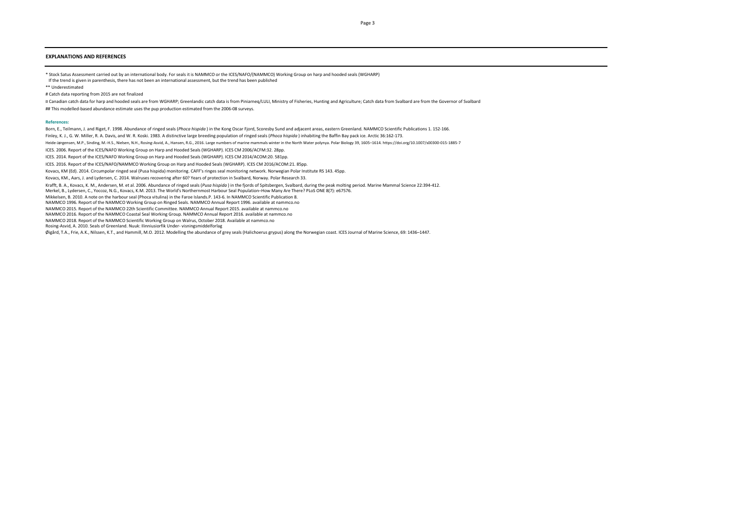**EXPLANATIONS AND REFERENCES**

* Stock Satus Assessment carried out by an international body. For seals it is NAMMCO or the ICES/NAFO/(NAMMCO) Working Group on harp and hooded seals (WGHARP)
If the trend is given in parenthesis, there has not been an international assessment, but the trend has been published

** Underestimated

# Catch data reporting from 2015 are not finalized

¤ Canadian catch data for harp and hooded seals are from WGHARP; Greenlandic catch data is from Piniarneq/LULI, Ministry of Fisheries, Hunting and Agriculture; Catch data from Svalbard are from the Governor of Svalbard

## This modelled-based abundance estimate uses the pup production estimated from the 2006-08 surveys.

**References:**

Born, E., Teilmann, J. and Riget, F. 1998. Abundance of ringed seals (*Phoca hispida* ) in the Kong Oscar Fjord, Scoresby Sund and adjacent areas, eastern Greenland. NAMMCO Scientific Publications 1. 152-166.

Finley, K. J., G. W. Miller, R. A. Davis, and W. R. Koski. 1983. A distinctive large breeding population of ringed seals (*Phoca hispida* ) inhabiting the Baffin Bay pack ice. Arctic 36:162-173.

Heide-Jørgensen, M.P., Sinding, M.-H.S., Nielsen, N.H., Rosing-Asvid, A., Hansen, R.G., 2016. Large numbers of marine mammals winter in the North Water polynya. Polar Biology 39, 1605–1614. https://doi.org/10.1007/s00300-015-1885-7

ICES. 2006. Report of the ICES/NAFO Working Group on Harp and Hooded Seals (WGHARP). ICES CM 2006/ACFM:32. 28pp.

ICES. 2014. Report of the ICES/NAFO Working Group on Harp and Hooded Seals (WGHARP). ICES CM 2014/ACOM:20. 581pp.

ICES. 2016. Report of the ICES/NAFO/NAMMCO Working Group on Harp and Hooded Seals (WGHARP). ICES CM 2016/ACOM:21. 85pp.

Kovacs, KM (Ed). 2014. Circumpolar ringed seal (Pusa hispida) monitoring. CAFF's ringes seal monitoring network. Norwegian Polar Institute RS 143. 45pp.

Kovacs, KM., Aars, J. and Lydersen, C. 2014. Walruses recovering after 60? Years of protection in Svalbard, Norway. Polar Research 33.

Krafft, B. A., Kovacs, K. M., Andersen, M. et al. 2006. Abundance of ringed seals (*Pusa hispida* ) in the fjords of Spitsbergen, Svalbard, during the peak molting period. Marine Mammal Science 22:394-412.

Merkel, B., Lydersen, C., Yoccoz, N.G., Kovacs, K.M. 2013. The World's Northernmost Harbour Seal Population–How Many Are There? PLoS ONE 8(7): e67576.

Mikkelsen, B. 2010. A note on the harbour seal (Phoca vitulina) in the Faroe Islands.P. 143-6. In NAMMCO Scientific Publication 8.

NAMMCO 1996. Report of the NAMMCO Working Group on Ringed Seals. NAMMCO Annual Report 1996. available at nammco.no

NAMMCO 2015. Report of the NAMMCO 22th Scientific Committee. NAMMCO Annual Report 2015. available at nammco.no

NAMMCO 2016. Report of the NAMMCO Coastal Seal Working Group. NAMMCO Annual Report 2016. available at nammco.no

NAMMCO 2018. Report of the NAMMCO Scientific Working Group on Walrus, October 2018. Available at nammco.no

Rosing-Asvid, A. 2010. Seals of Greenland. Nuuk: Ilinniusiorfik Under- visningsmiddelforlag

Øigård, T.A., Frie, A.K., Nilssen, K.T., and Hammill, M.O. 2012. Modelling the abundance of grey seals (Halichoerus grypus) along the Norwegian coast. ICES Journal of Marine Science, 69: 1436–1447.